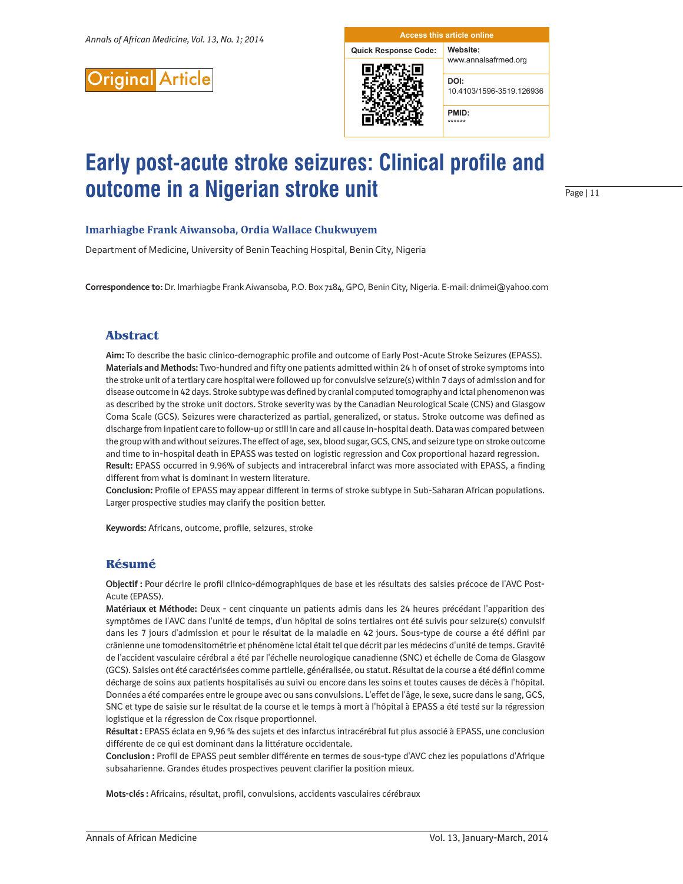Original Article

Access this article online

Quick Response Code:

Website: www.annalsafrmed.org

DOI: 10.4103/1596-3519.126936

PMID: ******

# Early post-acute stroke seizures: Clinical profile and outcome in a Nigerian stroke unit

**Imarhiagbe Frank Aiwansoba, Ordia Wallace Chukwuyem**

Department of Medicine, University of Benin Teaching Hospital, Benin City, Nigeria

**Correspondence to:** Dr. Imarhiagbe Frank Aiwansoba, P.O. Box 7184, GPO, Benin City, Nigeria. E-mail: dnimei@yahoo.com

## Abstract

**Aim:** To describe the basic clinico-demographic profile and outcome of Early Post-Acute Stroke Seizures (EPASS).
**Materials and Methods:** Two-hundred and fifty one patients admitted within 24 h of onset of stroke symptoms into the stroke unit of a tertiary care hospital were followed up for convulsive seizure(s) within 7 days of admission and for disease outcome in 42 days. Stroke subtype was defined by cranial computed tomography and ictal phenomenon was as described by the stroke unit doctors. Stroke severity was by the Canadian Neurological Scale (CNS) and Glasgow Coma Scale (GCS). Seizures were characterized as partial, generalized, or status. Stroke outcome was defined as discharge from inpatient care to follow-up or still in care and all cause in-hospital death. Data was compared between the group with and without seizures. The effect of age, sex, blood sugar, GCS, CNS, and seizure type on stroke outcome and time to in-hospital death in EPASS was tested on logistic regression and Cox proportional hazard regression.
**Result:** EPASS occurred in 9.96% of subjects and intracerebral infarct was more associated with EPASS, a finding different from what is dominant in western literature.
**Conclusion:** Profile of EPASS may appear different in terms of stroke subtype in Sub-Saharan African populations. Larger prospective studies may clarify the position better.

**Keywords:** Africans, outcome, profile, seizures, stroke

## Résumé

**Objectif :** Pour décrire le profil clinico-démographiques de base et les résultats des saisies précoce de l'AVC Post-Acute (EPASS).
**Matériaux et Méthode:** Deux - cent cinquante un patients admis dans les 24 heures précédant l'apparition des symptômes de l'AVC dans l'unité de temps, d'un hôpital de soins tertiaires ont été suivis pour seizure(s) convulsif dans les 7 jours d'admission et pour le résultat de la maladie en 42 jours. Sous-type de course a été défini par crânienne une tomodensitométrie et phénomène ictal était tel que décrit par les médecins d'unité de temps. Gravité de l'accident vasculaire cérébral a été par l'échelle neurologique canadienne (SNC) et échelle de Coma de Glasgow (GCS). Saisies ont été caractérisées comme partielle, généralisée, ou statut. Résultat de la course a été défini comme décharge de soins aux patients hospitalisés au suivi ou encore dans les soins et toutes causes de décès à l'hôpital. Données a été comparées entre le groupe avec ou sans convulsions. L'effet de l'âge, le sexe, sucre dans le sang, GCS, SNC et type de saisie sur le résultat de la course et le temps à mort à l'hôpital à EPASS a été testé sur la régression logistique et la régression de Cox risque proportionnel.
**Résultat :** EPASS éclata en 9,96 % des sujets et des infarctus intracérébral fut plus associé à EPASS, une conclusion différente de ce qui est dominant dans la littérature occidentale.
**Conclusion :** Profil de EPASS peut sembler différente en termes de sous-type d'AVC chez les populations d'Afrique subsaharienne. Grandes études prospectives peuvent clarifier la position mieux.

**Mots-clés :** Africains, résultat, profil, convulsions, accidents vasculaires cérébraux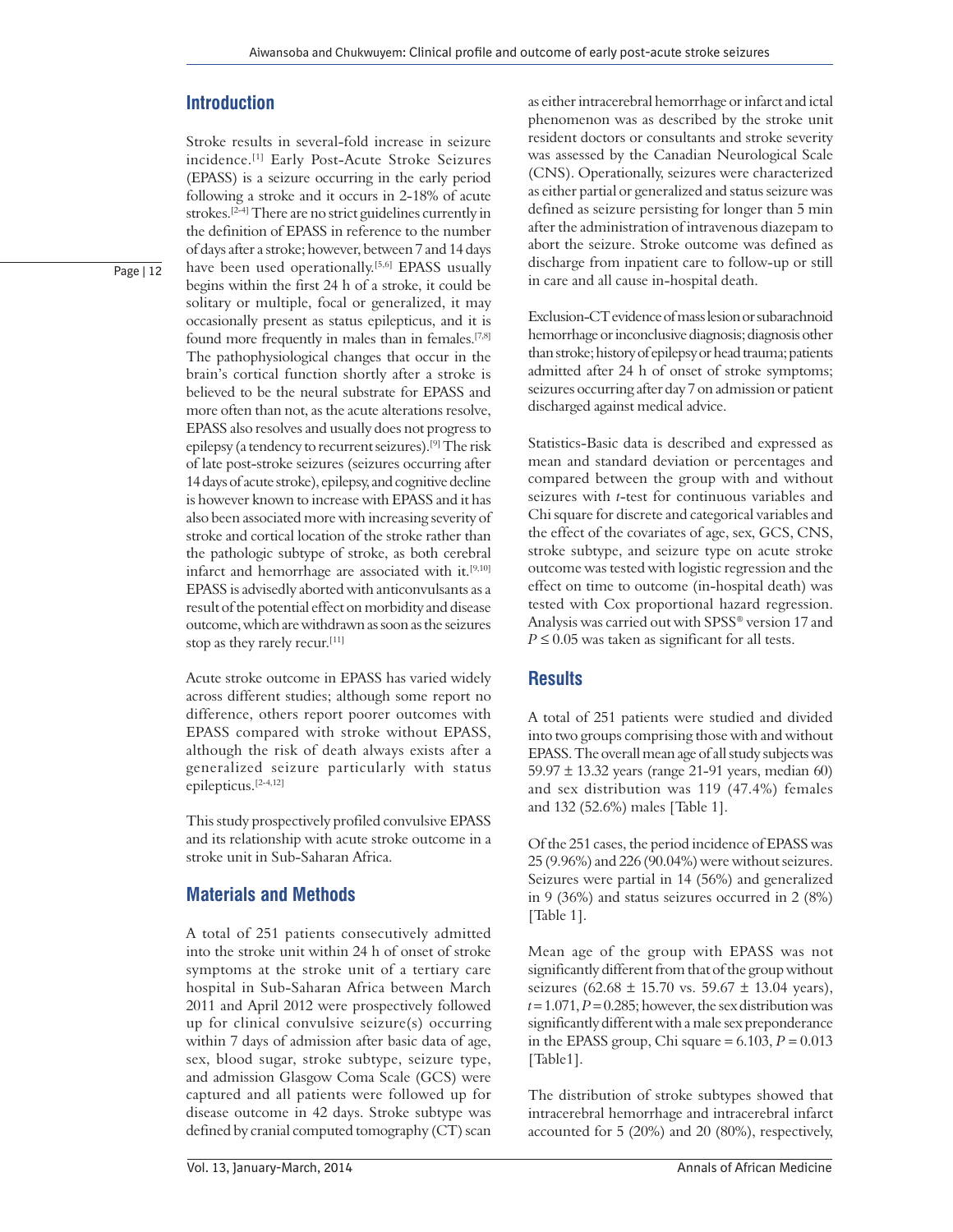## Introduction

Stroke results in several-fold increase in seizure incidence.[1] Early Post-Acute Stroke Seizures (EPASS) is a seizure occurring in the early period following a stroke and it occurs in 2-18% of acute strokes.[2-4] There are no strict guidelines currently in the definition of EPASS in reference to the number of days after a stroke; however, between 7 and 14 days have been used operationally.[5,6] EPASS usually begins within the first 24 h of a stroke, it could be solitary or multiple, focal or generalized, it may occasionally present as status epilepticus, and it is found more frequently in males than in females.[7,8] The pathophysiological changes that occur in the brain's cortical function shortly after a stroke is believed to be the neural substrate for EPASS and more often than not, as the acute alterations resolve, EPASS also resolves and usually does not progress to epilepsy (a tendency to recurrent seizures).[9] The risk of late post-stroke seizures (seizures occurring after 14 days of acute stroke), epilepsy, and cognitive decline is however known to increase with EPASS and it has also been associated more with increasing severity of stroke and cortical location of the stroke rather than the pathologic subtype of stroke, as both cerebral infarct and hemorrhage are associated with it.[9,10] EPASS is advisedly aborted with anticonvulsants as a result of the potential effect on morbidity and disease outcome, which are withdrawn as soon as the seizures stop as they rarely recur.[11]

Acute stroke outcome in EPASS has varied widely across different studies; although some report no difference, others report poorer outcomes with EPASS compared with stroke without EPASS, although the risk of death always exists after a generalized seizure particularly with status epilepticus.[2-4,12]

This study prospectively profiled convulsive EPASS and its relationship with acute stroke outcome in a stroke unit in Sub-Saharan Africa.

## Materials and Methods

A total of 251 patients consecutively admitted into the stroke unit within 24 h of onset of stroke symptoms at the stroke unit of a tertiary care hospital in Sub-Saharan Africa between March 2011 and April 2012 were prospectively followed up for clinical convulsive seizure(s) occurring within 7 days of admission after basic data of age, sex, blood sugar, stroke subtype, seizure type, and admission Glasgow Coma Scale (GCS) were captured and all patients were followed up for disease outcome in 42 days. Stroke subtype was defined by cranial computed tomography (CT) scan as either intracerebral hemorrhage or infarct and ictal phenomenon was as described by the stroke unit resident doctors or consultants and stroke severity was assessed by the Canadian Neurological Scale (CNS). Operationally, seizures were characterized as either partial or generalized and status seizure was defined as seizure persisting for longer than 5 min after the administration of intravenous diazepam to abort the seizure. Stroke outcome was defined as discharge from inpatient care to follow-up or still in care and all cause in-hospital death.

Exclusion-CT evidence of mass lesion or subarachnoid hemorrhage or inconclusive diagnosis; diagnosis other than stroke; history of epilepsy or head trauma; patients admitted after 24 h of onset of stroke symptoms; seizures occurring after day 7 on admission or patient discharged against medical advice.

Statistics-Basic data is described and expressed as mean and standard deviation or percentages and compared between the group with and without seizures with *t*-test for continuous variables and Chi square for discrete and categorical variables and the effect of the covariates of age, sex, GCS, CNS, stroke subtype, and seizure type on acute stroke outcome was tested with logistic regression and the effect on time to outcome (in-hospital death) was tested with Cox proportional hazard regression. Analysis was carried out with SPSS® version 17 and $P \leq 0.05$ was taken as significant for all tests.

## Results

A total of 251 patients were studied and divided into two groups comprising those with and without EPASS. The overall mean age of all study subjects was 59.97 ± 13.32 years (range 21-91 years, median 60) and sex distribution was 119 (47.4%) females and 132 (52.6%) males [Table 1].

Of the 251 cases, the period incidence of EPASS was 25 (9.96%) and 226 (90.04%) were without seizures. Seizures were partial in 14 (56%) and generalized in 9 (36%) and status seizures occurred in 2 (8%) [Table 1].

Mean age of the group with EPASS was not significantly different from that of the group without seizures (62.68 ± 15.70 vs. 59.67 ± 13.04 years), $t = 1.071$, $P = 0.285$; however, the sex distribution was significantly different with a male sex preponderance in the EPASS group, Chi square = 6.103, $P = 0.013$ [Table1].

The distribution of stroke subtypes showed that intracerebral hemorrhage and intracerebral infarct accounted for 5 (20%) and 20 (80%), respectively,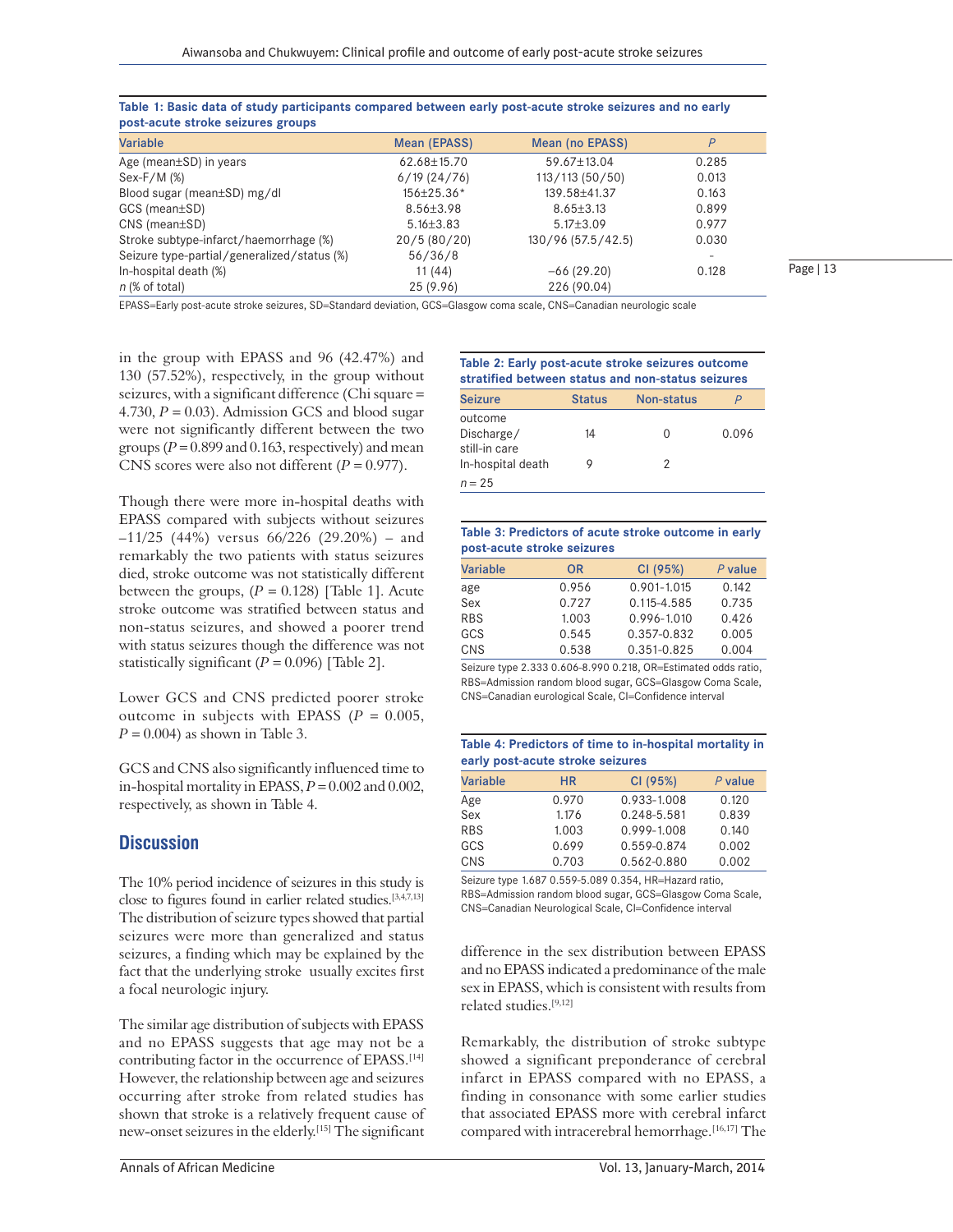**Table 1: Basic data of study participants compared between early post-acute stroke seizures and no early post-acute stroke seizures groups**

| Variable | Mean (EPASS) | Mean (no EPASS) | *P* |
|---|---|---|---|
| Age (mean±SD) in years | 62.68±15.70 | 59.67±13.04 | 0.285 |
| Sex-F/M (%) | 6/19 (24/76) | 113/113 (50/50) | 0.013 |
| Blood sugar (mean±SD) mg/dl | 156±25.36* | 139.58±41.37 | 0.163 |
| GCS (mean±SD) | 8.56±3.98 | 8.65±3.13 | 0.899 |
| CNS (mean±SD) | 5.16±3.83 | 5.17±3.09 | 0.977 |
| Stroke subtype-infarct/haemorrhage (%) | 20/5 (80/20) | 130/96 (57.5/42.5) | 0.030 |
| Seizure type-partial/generalized/status (%) | 56/36/8 | | - |
| In-hospital death (%) | 11 (44) | –66 (29.20) | 0.128 |
| *n* (% of total) | 25 (9.96) | 226 (90.04) | |

EPASS=Early post-acute stroke seizures, SD=Standard deviation, GCS=Glasgow coma scale, CNS=Canadian neurologic scale

in the group with EPASS and 96 (42.47%) and 130 (57.52%), respectively, in the group without seizures, with a significant difference (Chi square = 4.730, $P = 0.03$). Admission GCS and blood sugar were not significantly different between the two groups ($P = 0.899$ and 0.163, respectively) and mean CNS scores were also not different ($P = 0.977$).

Though there were more in-hospital deaths with EPASS compared with subjects without seizures –11/25 (44%) versus 66/226 (29.20%) – and remarkably the two patients with status seizures died, stroke outcome was not statistically different between the groups, ($P = 0.128$) [Table 1]. Acute stroke outcome was stratified between status and non-status seizures, and showed a poorer trend with status seizures though the difference was not statistically significant ($P = 0.096$) [Table 2].

Lower GCS and CNS predicted poorer stroke outcome in subjects with EPASS ($P = 0.005$, $P = 0.004$) as shown in Table 3.

GCS and CNS also significantly influenced time to in-hospital mortality in EPASS, $P = 0.002$ and 0.002, respectively, as shown in Table 4.

**Table 2: Early post-acute stroke seizures outcome stratified between status and non-status seizures**

| Seizure | Status | Non-status | *P* |
|---|---|---|---|
| outcome | | | |
| Discharge/still-in care | 14 | 0 | 0.096 |
| In-hospital death | 9 | 2 | |
| *n* = 25 | | | |

**Table 3: Predictors of acute stroke outcome in early post-acute stroke seizures**

| Variable | OR | CI (95%) | *P* value |
|---|---|---|---|
| age | 0.956 | 0.901-1.015 | 0.142 |
| Sex | 0.727 | 0.115-4.585 | 0.735 |
| RBS | 1.003 | 0.996-1.010 | 0.426 |
| GCS | 0.545 | 0.357-0.832 | 0.005 |
| CNS | 0.538 | 0.351-0.825 | 0.004 |

Seizure type 2.333 0.606-8.990 0.218, OR=Estimated odds ratio, RBS=Admission random blood sugar, GCS=Glasgow Coma Scale, CNS=Canadian eurological Scale, CI=Confidence interval

**Table 4: Predictors of time to in-hospital mortality in early post-acute stroke seizures**

| Variable | HR | CI (95%) | *P* value |
|---|---|---|---|
| Age | 0.970 | 0.933-1.008 | 0.120 |
| Sex | 1.176 | 0.248-5.581 | 0.839 |
| RBS | 1.003 | 0.999-1.008 | 0.140 |
| GCS | 0.699 | 0.559-0.874 | 0.002 |
| CNS | 0.703 | 0.562-0.880 | 0.002 |

Seizure type 1.687 0.559-5.089 0.354, HR=Hazard ratio, RBS=Admission random blood sugar, GCS=Glasgow Coma Scale, CNS=Canadian Neurological Scale, CI=Confidence interval

## Discussion

The 10% period incidence of seizures in this study is close to figures found in earlier related studies.[3,4,7,13] The distribution of seizure types showed that partial seizures were more than generalized and status seizures, a finding which may be explained by the fact that the underlying stroke usually excites first a focal neurologic injury.

The similar age distribution of subjects with EPASS and no EPASS suggests that age may not be a contributing factor in the occurrence of EPASS.[14] However, the relationship between age and seizures occurring after stroke from related studies has shown that stroke is a relatively frequent cause of new-onset seizures in the elderly.[15] The significant difference in the sex distribution between EPASS and no EPASS indicated a predominance of the male sex in EPASS, which is consistent with results from related studies.[9,12]

Remarkably, the distribution of stroke subtype showed a significant preponderance of cerebral infarct in EPASS compared with no EPASS, a finding in consonance with some earlier studies that associated EPASS more with cerebral infarct compared with intracerebral hemorrhage.[16,17] The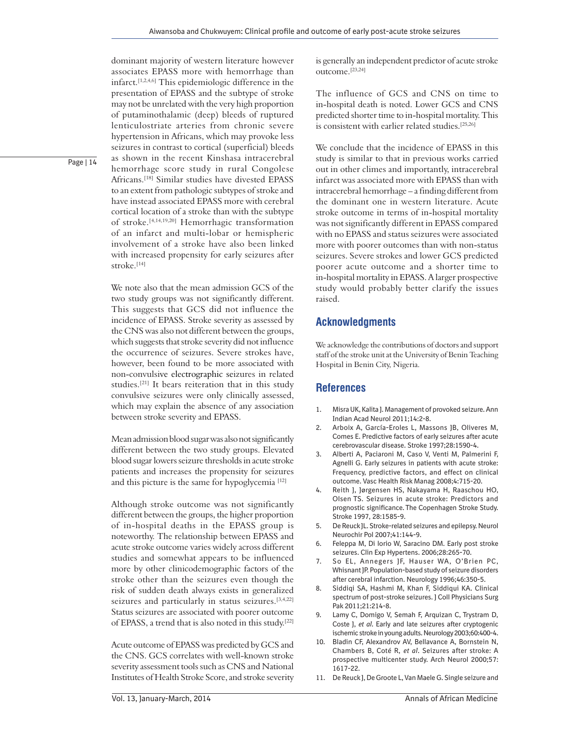dominant majority of western literature however associates EPASS more with hemorrhage than infarct.[1,2,4,6] This epidemiologic difference in the presentation of EPASS and the subtype of stroke may not be unrelated with the very high proportion of putaminothalamic (deep) bleeds of ruptured lenticulostriate arteries from chronic severe hypertension in Africans, which may provoke less seizures in contrast to cortical (superficial) bleeds as shown in the recent Kinshasa intracerebral hemorrhage score study in rural Congolese Africans.[18] Similar studies have divested EPASS to an extent from pathologic subtypes of stroke and have instead associated EPASS more with cerebral cortical location of a stroke than with the subtype of stroke.[4,14,19,20] Hemorrhagic transformation of an infarct and multi-lobar or hemispheric involvement of a stroke have also been linked with increased propensity for early seizures after stroke.[14]

We note also that the mean admission GCS of the two study groups was not significantly different. This suggests that GCS did not influence the incidence of EPASS. Stroke severity as assessed by the CNS was also not different between the groups, which suggests that stroke severity did not influence the occurrence of seizures. Severe strokes have, however, been found to be more associated with non-convulsive electrographic seizures in related studies.[21] It bears reiteration that in this study convulsive seizures were only clinically assessed, which may explain the absence of any association between stroke severity and EPASS.

Mean admission blood sugar was also not significantly different between the two study groups. Elevated blood sugar lowers seizure thresholds in acute stroke patients and increases the propensity for seizures and this picture is the same for hypoglycemia [12]

Although stroke outcome was not significantly different between the groups, the higher proportion of in-hospital deaths in the EPASS group is noteworthy. The relationship between EPASS and acute stroke outcome varies widely across different studies and somewhat appears to be influenced more by other clinicodemographic factors of the stroke other than the seizures even though the risk of sudden death always exists in generalized seizures and particularly in status seizures.[3,4,22] Status seizures are associated with poorer outcome of EPASS, a trend that is also noted in this study.[22]

Acute outcome of EPASS was predicted by GCS and the CNS. GCS correlates with well-known stroke severity assessment tools such as CNS and National Institutes of Health Stroke Score, and stroke severity is generally an independent predictor of acute stroke outcome.[23,24]

The influence of GCS and CNS on time to in-hospital death is noted. Lower GCS and CNS predicted shorter time to in-hospital mortality. This is consistent with earlier related studies.[25,26]

We conclude that the incidence of EPASS in this study is similar to that in previous works carried out in other climes and importantly, intracerebral infarct was associated more with EPASS than with intracerebral hemorrhage – a finding different from the dominant one in western literature. Acute stroke outcome in terms of in-hospital mortality was not significantly different in EPASS compared with no EPASS and status seizures were associated more with poorer outcomes than with non-status seizures. Severe strokes and lower GCS predicted poorer acute outcome and a shorter time to in-hospital mortality in EPASS. A larger prospective study would probably better clarify the issues raised.

## Acknowledgments

We acknowledge the contributions of doctors and support staff of the stroke unit at the University of Benin Teaching Hospital in Benin City, Nigeria.

## References

1. Misra UK, Kalita J. Management of provoked seizure. Ann Indian Acad Neurol 2011;14:2-8.
2. Arboix A, García-Eroles L, Massons JB, Oliveres M, Comes E. Predictive factors of early seizures after acute cerebrovascular disease. Stroke 1997;28:1590-4.
3. Alberti A, Paciaroni M, Caso V, Venti M, Palmerini F, Agnelli G. Early seizures in patients with acute stroke: Frequency, predictive factors, and effect on clinical outcome. Vasc Health Risk Manag 2008;4:715-20.
4. Reith J, Jørgensen HS, Nakayama H, Raaschou HO, Olsen TS. Seizures in acute stroke: Predictors and prognostic significance. The Copenhagen Stroke Study. Stroke 1997, 28:1585-9.
5. De Reuck JL. Stroke-related seizures and epilepsy. Neurol Neurochir Pol 2007;41:144-9.
6. Feleppa M, Di Iorio W, Saracino DM. Early post stroke seizures. Clin Exp Hypertens. 2006;28:265-70.
7. So EL, Annegers JF, Hauser WA, O'Brien PC, Whisnant JP. Population-based study of seizure disorders after cerebral infarction. Neurology 1996;46:350-5.
8. Siddiqi SA, Hashmi M, Khan F, Siddiqui KA. Clinical spectrum of post-stroke seizures. J Coll Physicians Surg Pak 2011;21:214-8.
9. Lamy C, Domigo V, Semah F, Arquizan C, Trystram D, Coste J, *et al.* Early and late seizures after cryptogenic ischemic stroke in young adults. Neurology 2003;60:400-4.
10. Bladin CF, Alexandrov AV, Bellavance A, Bornstein N, Chambers B, Coté R, *et al.* Seizures after stroke: A prospective multicenter study. Arch Neurol 2000;57: 1617-22.
11. De Reuck J, De Groote L, Van Maele G. Single seizure and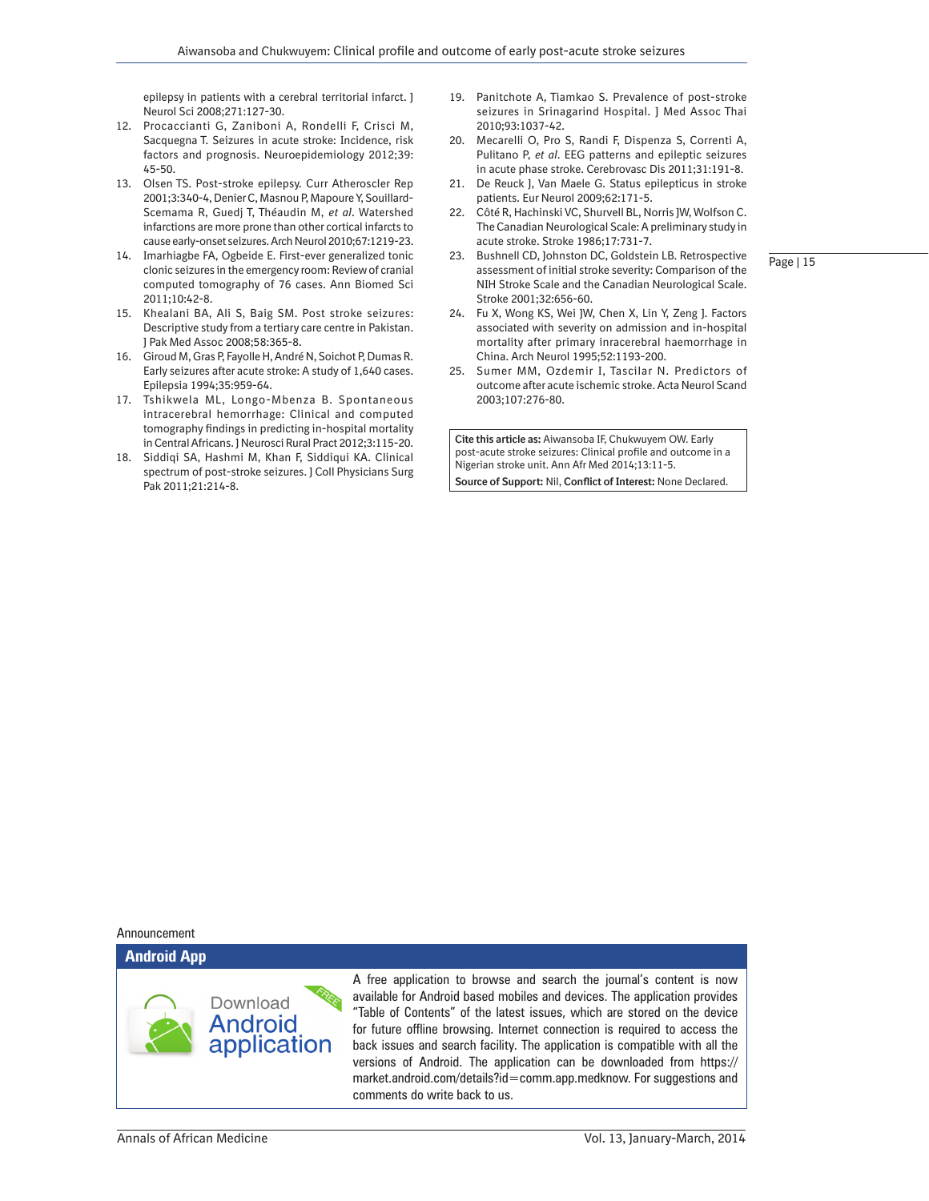epilepsy in patients with a cerebral territorial infarct. J Neurol Sci 2008;271:127-30.

12. Procaccianti G, Zaniboni A, Rondelli F, Crisci M, Sacquegna T. Seizures in acute stroke: Incidence, risk factors and prognosis. Neuroepidemiology 2012;39: 45-50.
13. Olsen TS. Post-stroke epilepsy. Curr Atheroscler Rep 2001;3:340-4, Denier C, Masnou P, Mapoure Y, Souillard-Scemama R, Guedj T, Théaudin M, *et al*. Watershed infarctions are more prone than other cortical infarcts to cause early-onset seizures. Arch Neurol 2010;67:1219-23.
14. Imarhiagbe FA, Ogbeide E. First-ever generalized tonic clonic seizures in the emergency room: Review of cranial computed tomography of 76 cases. Ann Biomed Sci 2011;10:42-8.
15. Khealani BA, Ali S, Baig SM. Post stroke seizures: Descriptive study from a tertiary care centre in Pakistan. J Pak Med Assoc 2008;58:365-8.
16. Giroud M, Gras P, Fayolle H, André N, Soichot P, Dumas R. Early seizures after acute stroke: A study of 1,640 cases. Epilepsia 1994;35:959-64.
17. Tshikwela ML, Longo-Mbenza B. Spontaneous intracerebral hemorrhage: Clinical and computed tomography findings in predicting in-hospital mortality in Central Africans. J Neurosci Rural Pract 2012;3:115-20.
18. Siddiqi SA, Hashmi M, Khan F, Siddiqui KA. Clinical spectrum of post-stroke seizures. J Coll Physicians Surg Pak 2011;21:214-8.
19. Panitchote A, Tiamkao S. Prevalence of post-stroke seizures in Srinagarind Hospital. J Med Assoc Thai 2010;93:1037-42.
20. Mecarelli O, Pro S, Randi F, Dispenza S, Correnti A, Pulitano P, *et al*. EEG patterns and epileptic seizures in acute phase stroke. Cerebrovasc Dis 2011;31:191-8.
21. De Reuck J, Van Maele G. Status epilepticus in stroke patients. Eur Neurol 2009;62:171-5.
22. Côté R, Hachinski VC, Shurvell BL, Norris JW, Wolfson C. The Canadian Neurological Scale: A preliminary study in acute stroke. Stroke 1986;17:731-7.
23. Bushnell CD, Johnston DC, Goldstein LB. Retrospective assessment of initial stroke severity: Comparison of the NIH Stroke Scale and the Canadian Neurological Scale. Stroke 2001;32:656-60.
24. Fu X, Wong KS, Wei JW, Chen X, Lin Y, Zeng J. Factors associated with severity on admission and in-hospital mortality after primary inracerebral haemorrhage in China. Arch Neurol 1995;52:1193-200.
25. Sumer MM, Ozdemir I, Tascilar N. Predictors of outcome after acute ischemic stroke. Acta Neurol Scand 2003;107:276-80.

**Cite this article as:** Aiwansoba IF, Chukwuyem OW. Early post-acute stroke seizures: Clinical profile and outcome in a Nigerian stroke unit. Ann Afr Med 2014;13:11-5.

**Source of Support:** Nil, **Conflict of Interest:** None Declared.

Announcement

## Android App

Download Android application

FREE

A free application to browse and search the journal's content is now available for Android based mobiles and devices. The application provides "Table of Contents" of the latest issues, which are stored on the device for future offline browsing. Internet connection is required to access the back issues and search facility. The application is compatible with all the versions of Android. The application can be downloaded from https://market.android.com/details?id=comm.app.medknow. For suggestions and comments do write back to us.